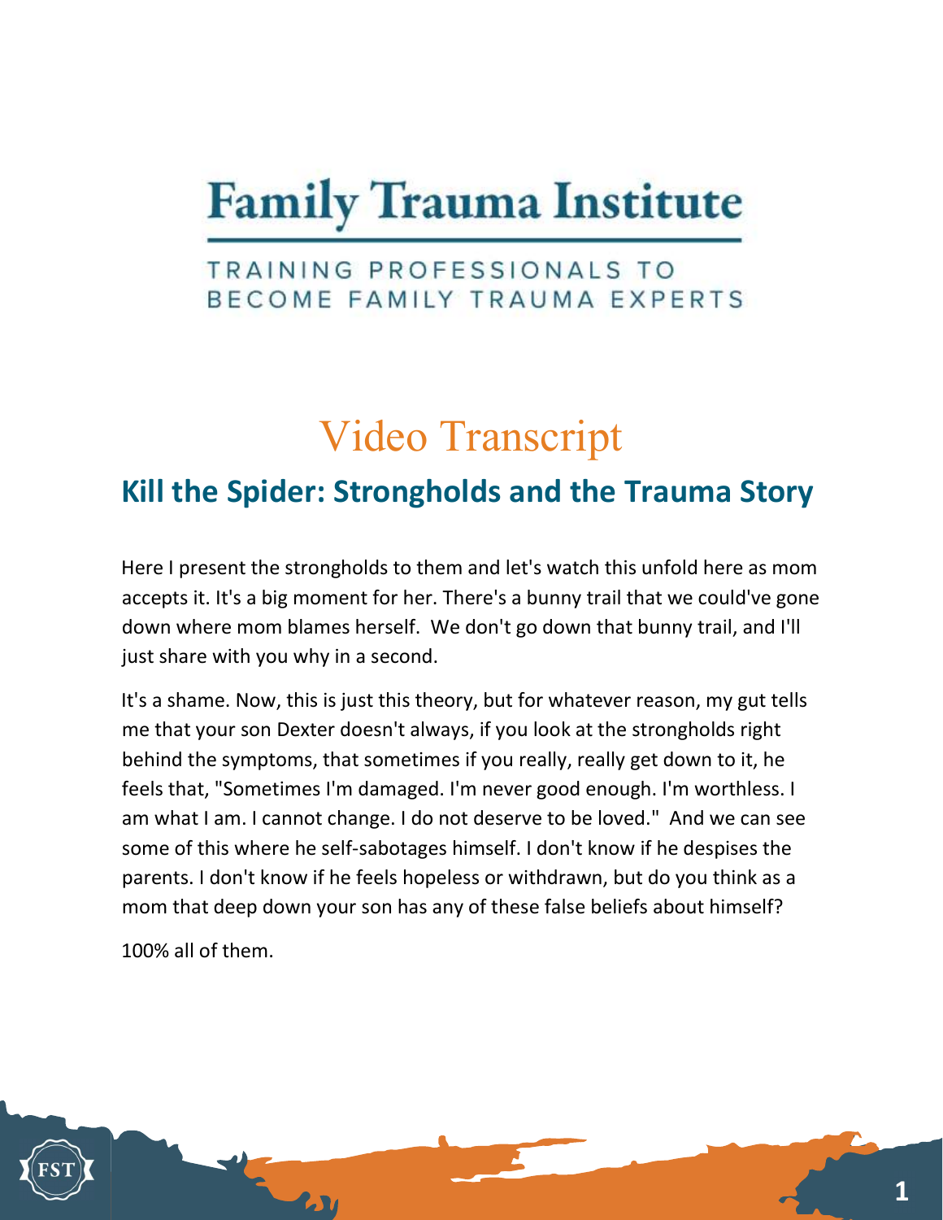# Family Trauma Institute

TRAINING PROFESSIONALS TO BECOME FAMILY TRAUMA EXPERTS

## Video Transcript

## Kill the Spider: Strongholds and the Trauma Story

Here I present the strongholds to them and let's watch this unfold here as mom accepts it. It's a big moment for her. There's a bunny trail that we could've gone down where mom blames herself. We don't go down that bunny trail, and I'll just share with you why in a second.

It's a shame. Now, this is just this theory, but for whatever reason, my gut tells me that your son Dexter doesn't always, if you look at the strongholds right behind the symptoms, that sometimes if you really, really get down to it, he feels that, "Sometimes I'm damaged. I'm never good enough. I'm worthless. I am what I am. I cannot change. I do not deserve to be loved." And we can see some of this where he self-sabotages himself. I don't know if he despises the parents. I don't know if he feels hopeless or withdrawn, but do you think as a mom that deep down your son has any of these false beliefs about himself?

100% all of them.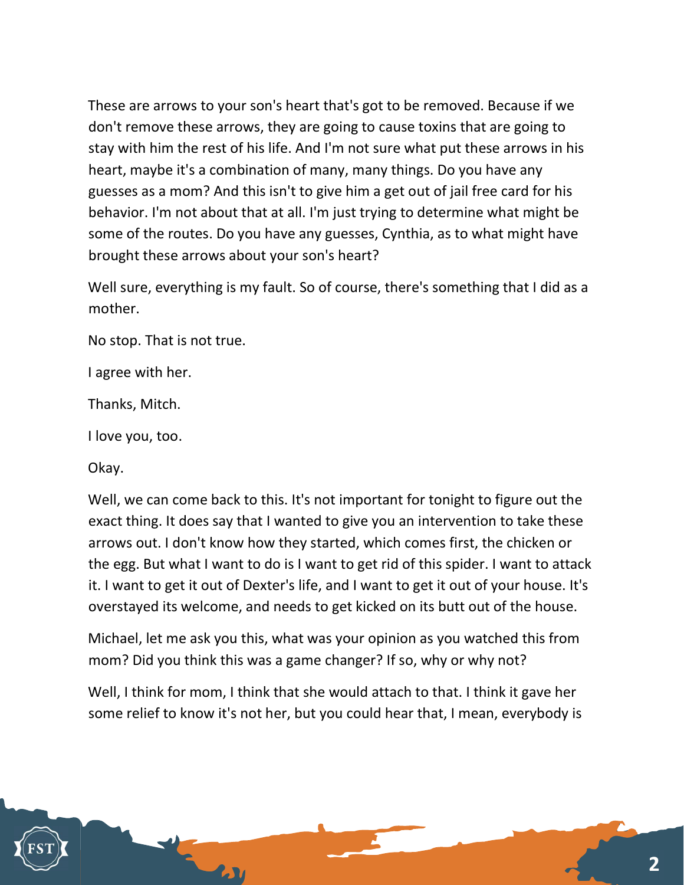These are arrows to your son's heart that's got to be removed. Because if we don't remove these arrows, they are going to cause toxins that are going to stay with him the rest of his life. And I'm not sure what put these arrows in his heart, maybe it's a combination of many, many things. Do you have any guesses as a mom? And this isn't to give him a get out of jail free card for his behavior. I'm not about that at all. I'm just trying to determine what might be some of the routes. Do you have any guesses, Cynthia, as to what might have brought these arrows about your son's heart?

Well sure, everything is my fault. So of course, there's something that I did as a mother.

No stop. That is not true.

I agree with her.

Thanks, Mitch.

I love you, too.

Okay.

Well, we can come back to this. It's not important for tonight to figure out the exact thing. It does say that I wanted to give you an intervention to take these arrows out. I don't know how they started, which comes first, the chicken or the egg. But what I want to do is I want to get rid of this spider. I want to attack it. I want to get it out of Dexter's life, and I want to get it out of your house. It's overstayed its welcome, and needs to get kicked on its butt out of the house.

Michael, let me ask you this, what was your opinion as you watched this from mom? Did you think this was a game changer? If so, why or why not?

Well, I think for mom, I think that she would attach to that. I think it gave her some relief to know it's not her, but you could hear that, I mean, everybody is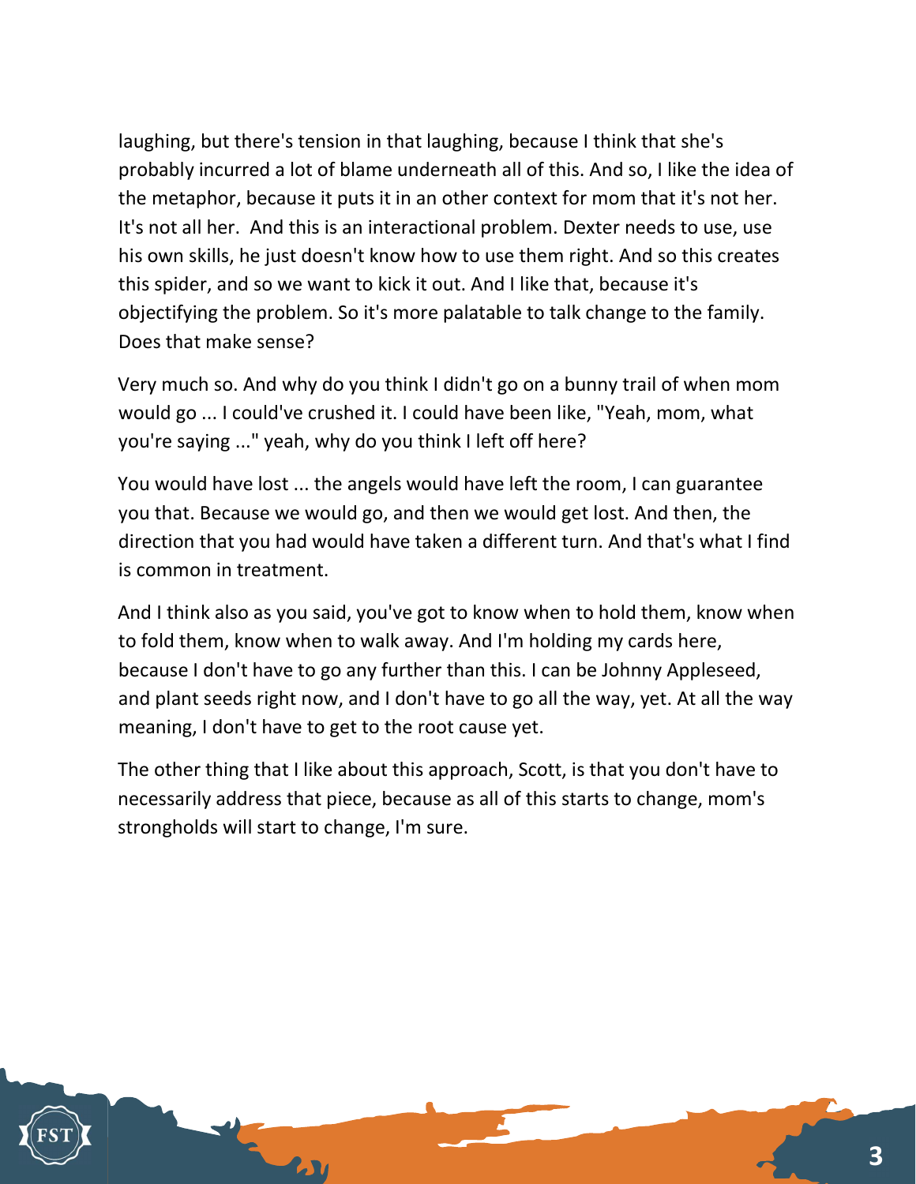laughing, but there's tension in that laughing, because I think that she's probably incurred a lot of blame underneath all of this. And so, I like the idea of the metaphor, because it puts it in an other context for mom that it's not her. It's not all her. And this is an interactional problem. Dexter needs to use, use his own skills, he just doesn't know how to use them right. And so this creates this spider, and so we want to kick it out. And I like that, because it's objectifying the problem. So it's more palatable to talk change to the family. Does that make sense?

Very much so. And why do you think I didn't go on a bunny trail of when mom would go ... I could've crushed it. I could have been like, "Yeah, mom, what you're saying ..." yeah, why do you think I left off here?

You would have lost ... the angels would have left the room, I can guarantee you that. Because we would go, and then we would get lost. And then, the direction that you had would have taken a different turn. And that's what I find is common in treatment.

And I think also as you said, you've got to know when to hold them, know when to fold them, know when to walk away. And I'm holding my cards here, because I don't have to go any further than this. I can be Johnny Appleseed, and plant seeds right now, and I don't have to go all the way, yet. At all the way meaning, I don't have to get to the root cause yet.

The other thing that I like about this approach, Scott, is that you don't have to necessarily address that piece, because as all of this starts to change, mom's strongholds will start to change, I'm sure.